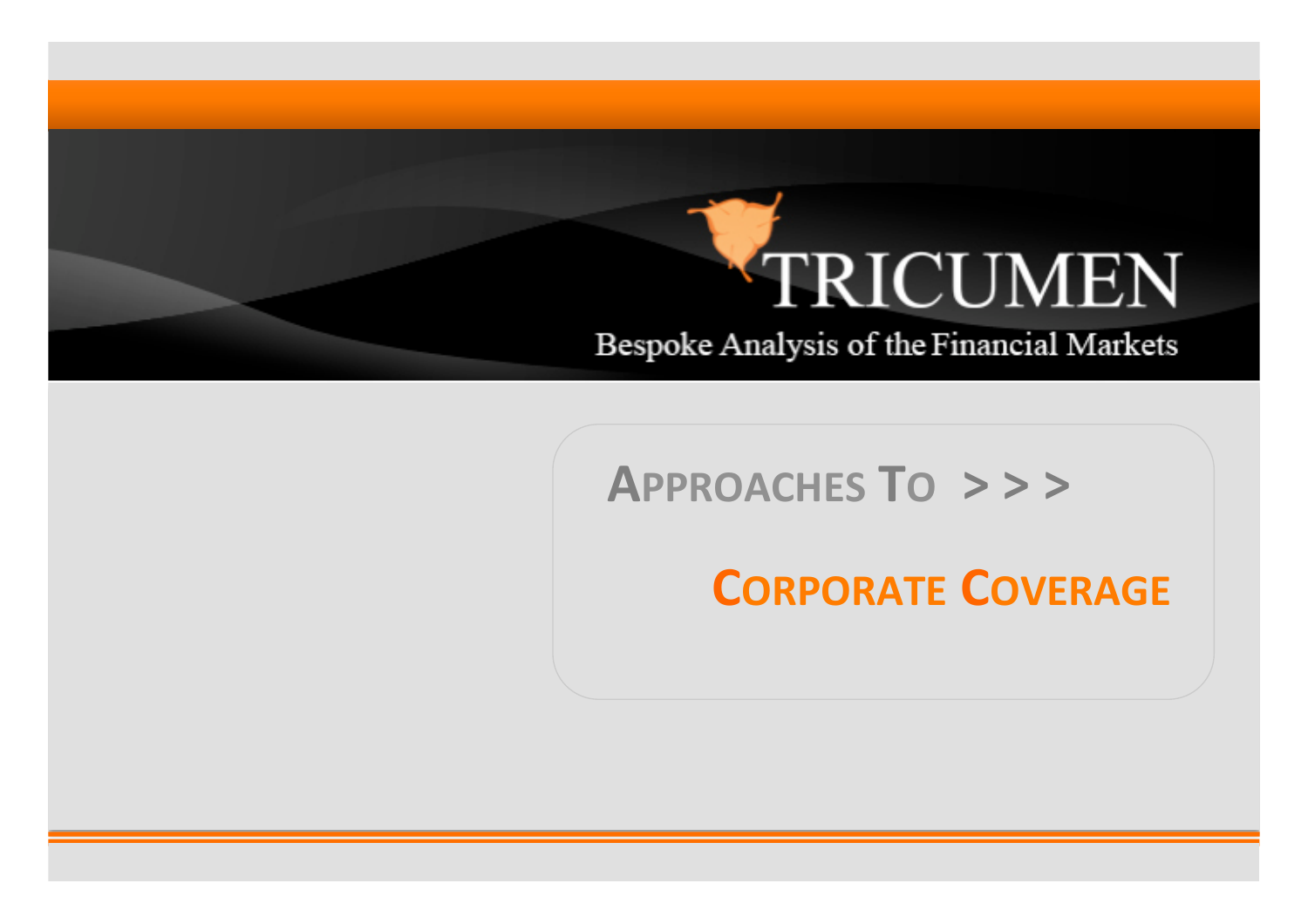# TRICUMEN

Bespoke Analysis of the Financial Markets

## APPROACHES TO > > >

## CORPORATE COVERAGE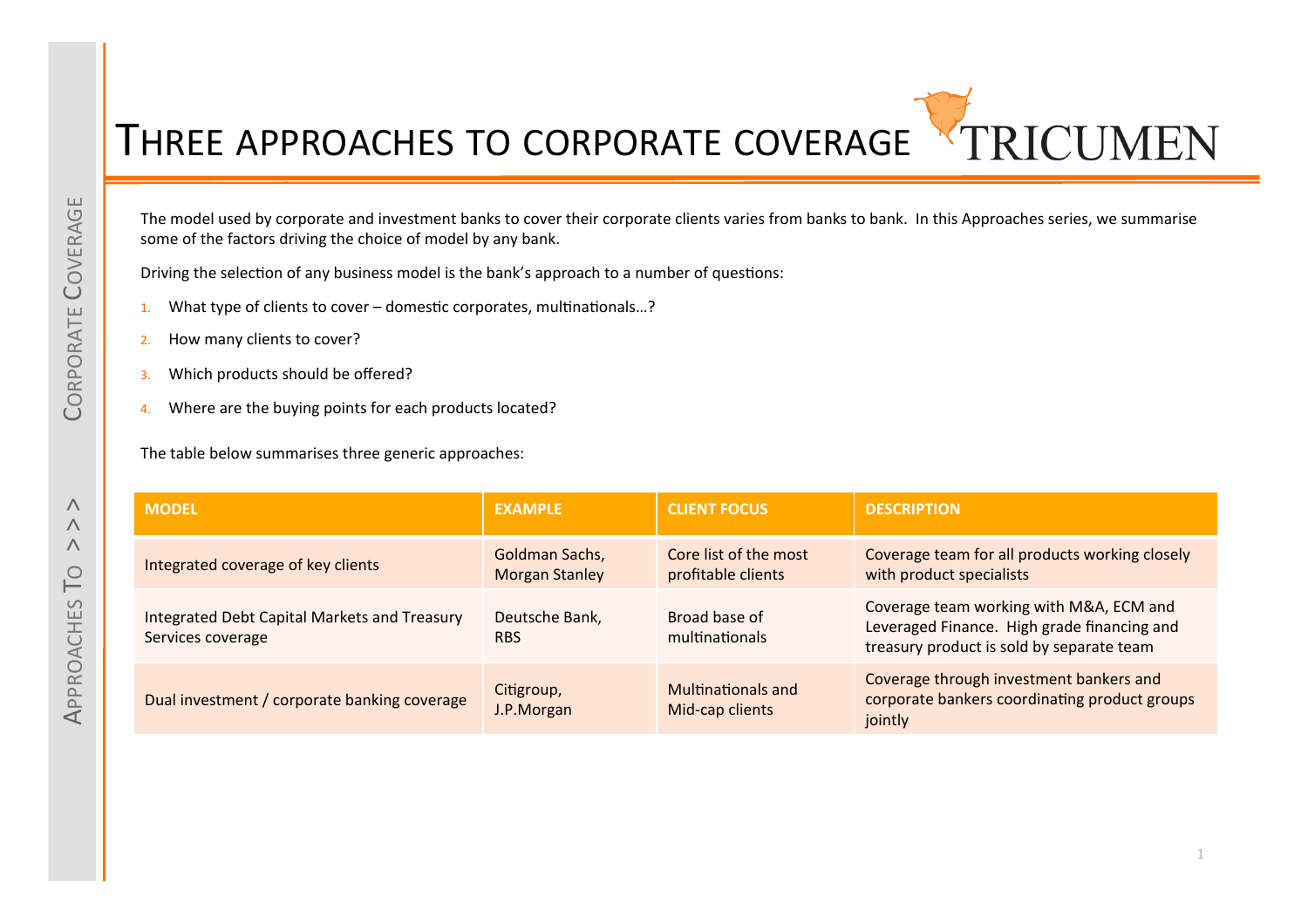# THREE APPROACHES TO CORPORATE COVERAGE

The model used by corporate and investment banks to cover their corporate clients varies from banks to bank. In this Approaches series, we summarise some of the factors driving the choice of model by any bank.

Driving the selection of any business model is the bank's approach to a number of questions:

1. What type of clients to cover – domestic corporates, multinationals…?
2. How many clients to cover?
3. Which products should be offered?
4. Where are the buying points for each products located?

The table below summarises three generic approaches:

| MODEL | EXAMPLE | CLIENT FOCUS | DESCRIPTION |
|---|---|---|---|
| Integrated coverage of key clients | Goldman Sachs, Morgan Stanley | Core list of the most profitable clients | Coverage team for all products working closely with product specialists |
| Integrated Debt Capital Markets and Treasury Services coverage | Deutsche Bank, RBS | Broad base of multinationals | Coverage team working with M&A, ECM and Leveraged Finance. High grade financing and treasury product is sold by separate team |
| Dual investment / corporate banking coverage | Citigroup, J.P.Morgan | Multinationals and Mid-cap clients | Coverage through investment bankers and corporate bankers coordinating product groups jointly |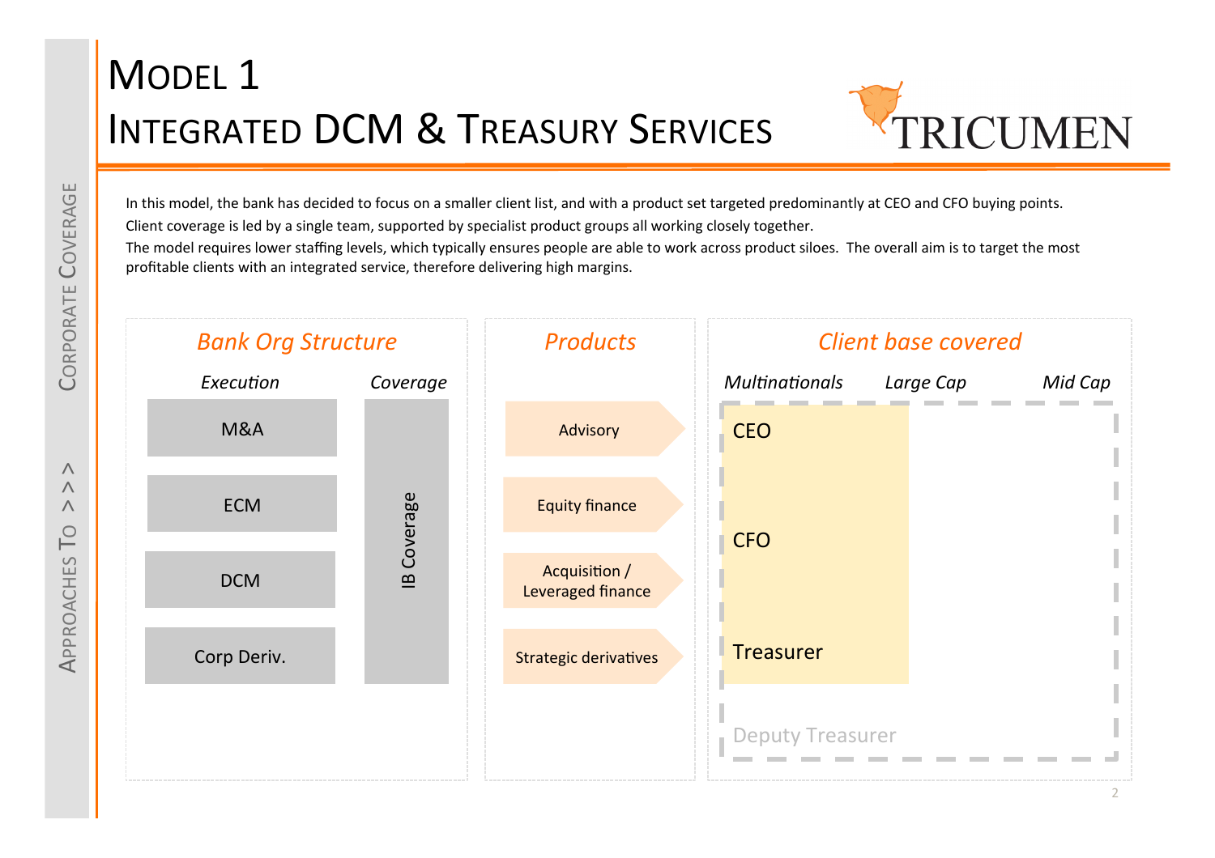# Model 1
# Integrated DCM & Treasury Services

Approaches To >>> Corporate Coverage

In this model, the bank has decided to focus on a smaller client list, and with a product set targeted predominantly at CEO and CFO buying points.

Client coverage is led by a single team, supported by specialist product groups all working closely together.

The model requires lower staffing levels, which typically ensures people are able to work across product siloes. The overall aim is to target the most profitable clients with an integrated service, therefore delivering high margins.

## *Bank Org Structure*

| *Execution* | *Coverage* |
|---|---|
| M&A | IB Coverage |
| ECM | |
| DCM | |
| Corp Deriv. | |

## *Products*

- Advisory
- Equity finance
- Acquisition / Leveraged finance
- Strategic derivatives

## *Client base covered*

*Multinationals* | *Large Cap* | *Mid Cap*

- CEO
- CFO
- Treasurer
- Deputy Treasurer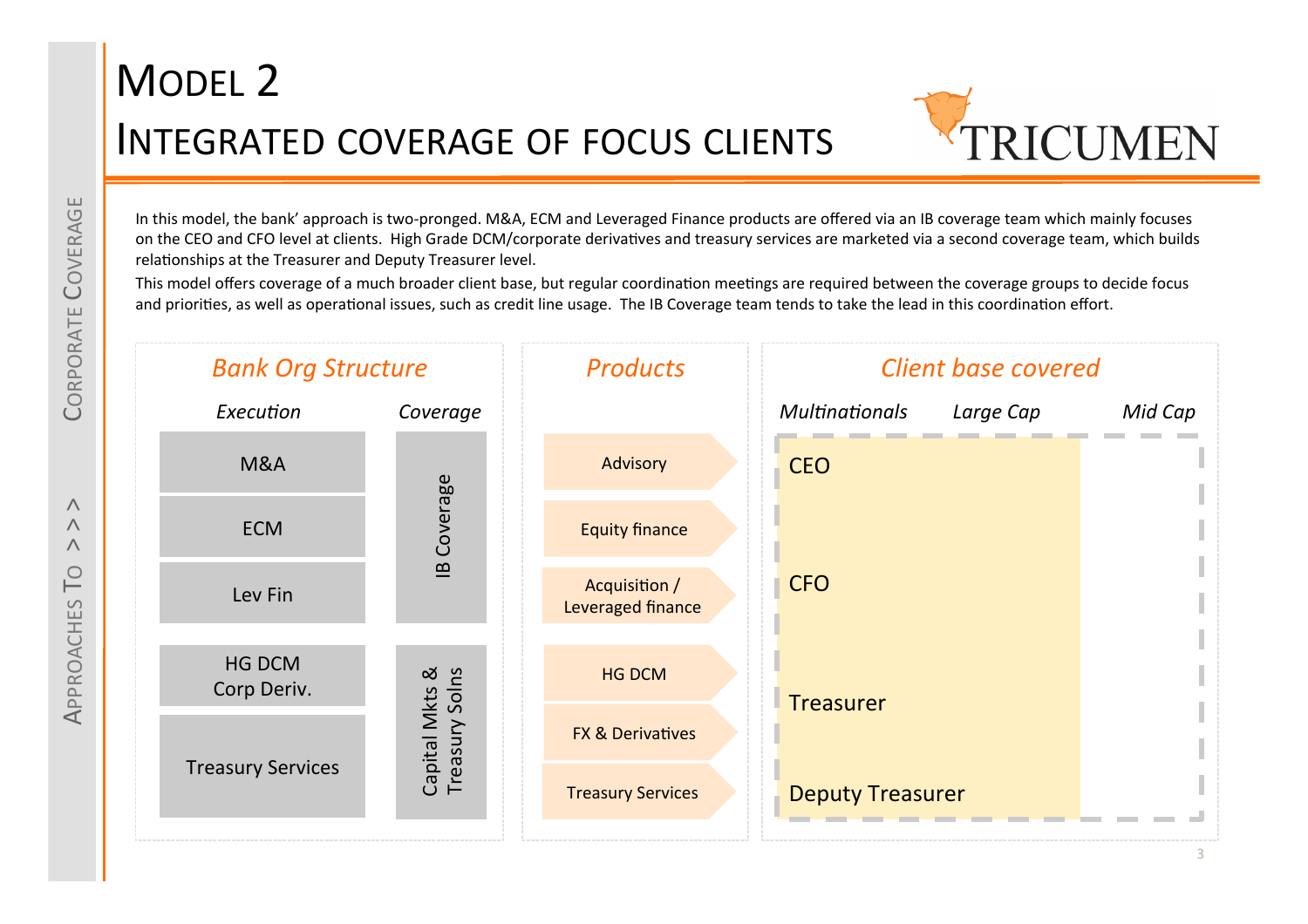# Model 2

## Integrated coverage of focus clients

In this model, the bank' approach is two-pronged. M&A, ECM and Leveraged Finance products are offered via an IB coverage team which mainly focuses on the CEO and CFO level at clients. High Grade DCM/corporate derivatives and treasury services are marketed via a second coverage team, which builds relationships at the Treasurer and Deputy Treasurer level.

This model offers coverage of a much broader client base, but regular coordination meetings are required between the coverage groups to decide focus and priorities, as well as operational issues, such as credit line usage. The IB Coverage team tends to take the lead in this coordination effort.

### *Bank Org Structure*

| *Execution* | *Coverage* |
|---|---|
| M&A | IB Coverage |
| ECM | IB Coverage |
| Lev Fin | IB Coverage |
| HG DCM Corp Deriv. | Capital Mkts & Treasury Solns |
| Treasury Services | Capital Mkts & Treasury Solns |

### *Products*

- Advisory
- Equity finance
- Acquisition / Leveraged finance
- HG DCM
- FX & Derivatives
- Treasury Services

### *Client base covered*

*Multinationals* | *Large Cap* | *Mid Cap*

- CEO
- CFO
- Treasurer
- Deputy Treasurer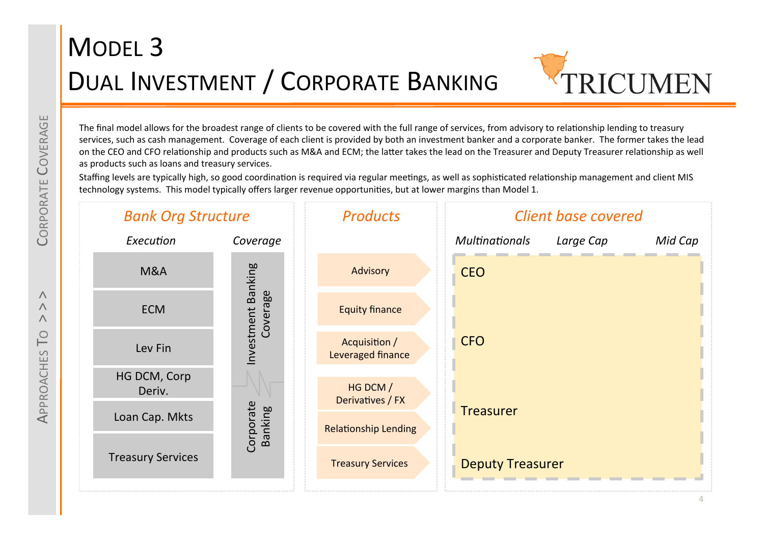# Model 3
# Dual Investment / Corporate Banking

TRICUMEN

The final model allows for the broadest range of clients to be covered with the full range of services, from advisory to relationship lending to treasury services, such as cash management. Coverage of each client is provided by both an investment banker and a corporate banker. The former takes the lead on the CEO and CFO relationship and products such as M&A and ECM; the latter takes the lead on the Treasurer and Deputy Treasurer relationship as well as products such as loans and treasury services.

Staffing levels are typically high, so good coordination is required via regular meetings, as well as sophisticated relationship management and client MIS technology systems. This model typically offers larger revenue opportunities, but at lower margins than Model 1.

### *Bank Org Structure*

| *Execution* | *Coverage* |
|---|---|
| M&A | Investment Banking Coverage |
| ECM | |
| Lev Fin | |
| HG DCM, Corp Deriv. | Corporate Banking |
| Loan Cap. Mkts | |
| Treasury Services | |

### *Products*

- Advisory
- Equity finance
- Acquisition / Leveraged finance
- HG DCM / Derivatives / FX
- Relationship Lending
- Treasury Services

### *Client base covered*

*Multinationals* | *Large Cap* | *Mid Cap*

- CEO
- CFO
- Treasurer
- Deputy Treasurer

Approaches To >>> Corporate Coverage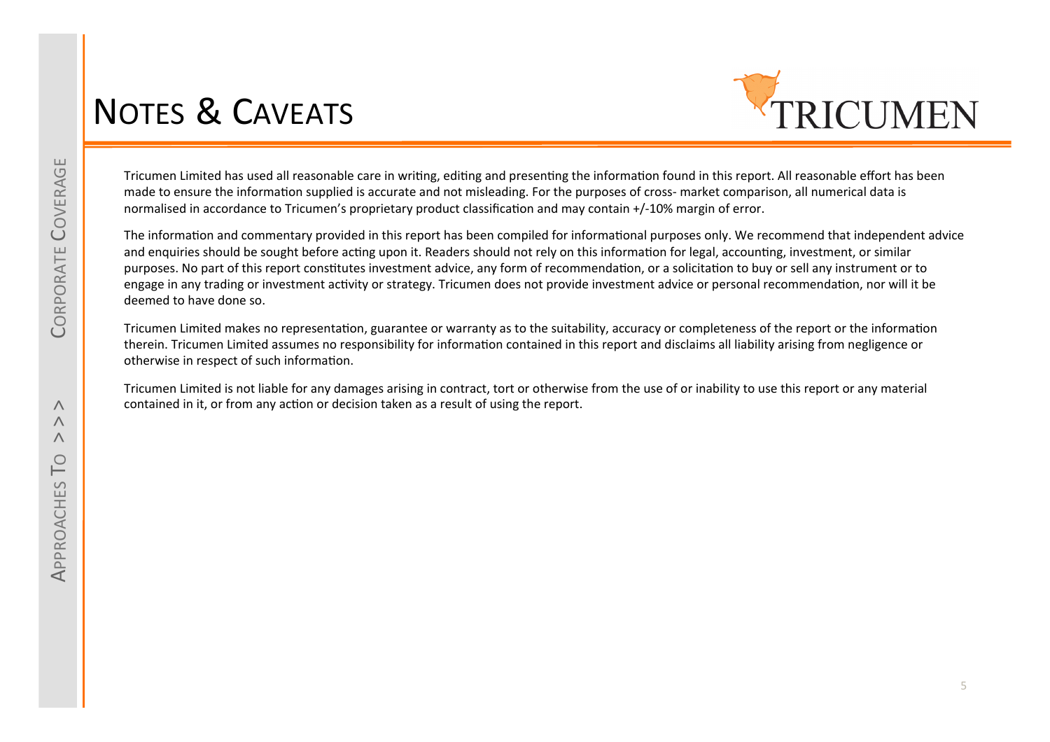# Notes & Caveats

Tricumen Limited has used all reasonable care in writing, editing and presenting the information found in this report. All reasonable effort has been made to ensure the information supplied is accurate and not misleading. For the purposes of cross- market comparison, all numerical data is normalised in accordance to Tricumen's proprietary product classification and may contain +/-10% margin of error.

The information and commentary provided in this report has been compiled for informational purposes only. We recommend that independent advice and enquiries should be sought before acting upon it. Readers should not rely on this information for legal, accounting, investment, or similar purposes. No part of this report constitutes investment advice, any form of recommendation, or a solicitation to buy or sell any instrument or to engage in any trading or investment activity or strategy. Tricumen does not provide investment advice or personal recommendation, nor will it be deemed to have done so.

Tricumen Limited makes no representation, guarantee or warranty as to the suitability, accuracy or completeness of the report or the information therein. Tricumen Limited assumes no responsibility for information contained in this report and disclaims all liability arising from negligence or otherwise in respect of such information.

Tricumen Limited is not liable for any damages arising in contract, tort or otherwise from the use of or inability to use this report or any material contained in it, or from any action or decision taken as a result of using the report.